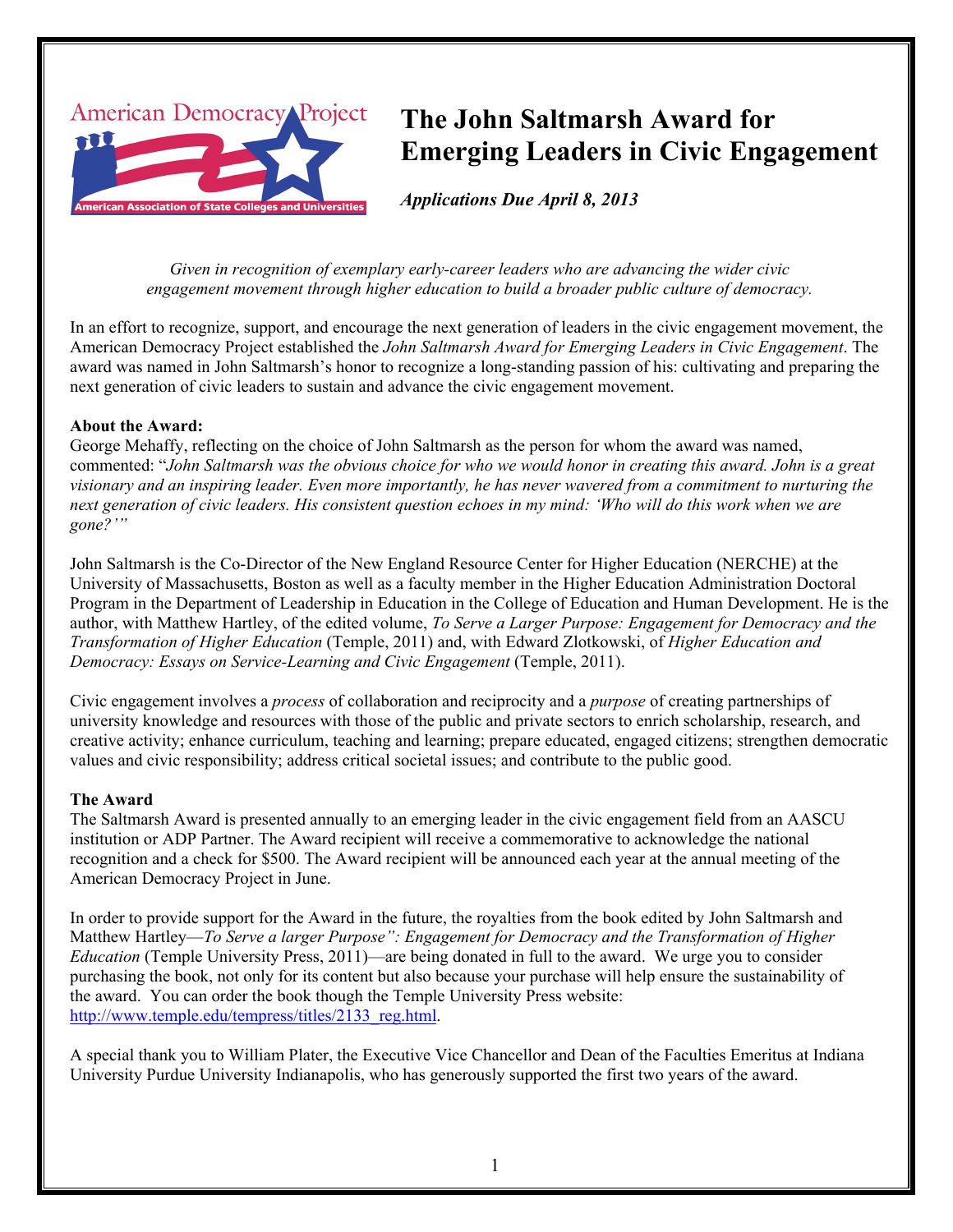American Democracy Project

American Association of State Colleges and Universities

# The John Saltmarsh Award for Emerging Leaders in Civic Engagement

***Applications Due April 8, 2013***

*Given in recognition of exemplary early-career leaders who are advancing the wider civic engagement movement through higher education to build a broader public culture of democracy.*

In an effort to recognize, support, and encourage the next generation of leaders in the civic engagement movement, the American Democracy Project established the *John Saltmarsh Award for Emerging Leaders in Civic Engagement*. The award was named in John Saltmarsh's honor to recognize a long-standing passion of his: cultivating and preparing the next generation of civic leaders to sustain and advance the civic engagement movement.

**About the Award:**
George Mehaffy, reflecting on the choice of John Saltmarsh as the person for whom the award was named, commented: "*John Saltmarsh was the obvious choice for who we would honor in creating this award. John is a great visionary and an inspiring leader. Even more importantly, he has never wavered from a commitment to nurturing the next generation of civic leaders. His consistent question echoes in my mind: 'Who will do this work when we are gone?'*"

John Saltmarsh is the Co-Director of the New England Resource Center for Higher Education (NERCHE) at the University of Massachusetts, Boston as well as a faculty member in the Higher Education Administration Doctoral Program in the Department of Leadership in Education in the College of Education and Human Development. He is the author, with Matthew Hartley, of the edited volume, *To Serve a Larger Purpose: Engagement for Democracy and the Transformation of Higher Education* (Temple, 2011) and, with Edward Zlotkowski, of *Higher Education and Democracy: Essays on Service-Learning and Civic Engagement* (Temple, 2011).

Civic engagement involves a *process* of collaboration and reciprocity and a *purpose* of creating partnerships of university knowledge and resources with those of the public and private sectors to enrich scholarship, research, and creative activity; enhance curriculum, teaching and learning; prepare educated, engaged citizens; strengthen democratic values and civic responsibility; address critical societal issues; and contribute to the public good.

**The Award**
The Saltmarsh Award is presented annually to an emerging leader in the civic engagement field from an AASCU institution or ADP Partner. The Award recipient will receive a commemorative to acknowledge the national recognition and a check for $500. The Award recipient will be announced each year at the annual meeting of the American Democracy Project in June.

In order to provide support for the Award in the future, the royalties from the book edited by John Saltmarsh and Matthew Hartley—*To Serve a larger Purpose": Engagement for Democracy and the Transformation of Higher Education* (Temple University Press, 2011)—are being donated in full to the award. We urge you to consider purchasing the book, not only for its content but also because your purchase will help ensure the sustainability of the award. You can order the book though the Temple University Press website: http://www.temple.edu/tempress/titles/2133_reg.html.

A special thank you to William Plater, the Executive Vice Chancellor and Dean of the Faculties Emeritus at Indiana University Purdue University Indianapolis, who has generously supported the first two years of the award.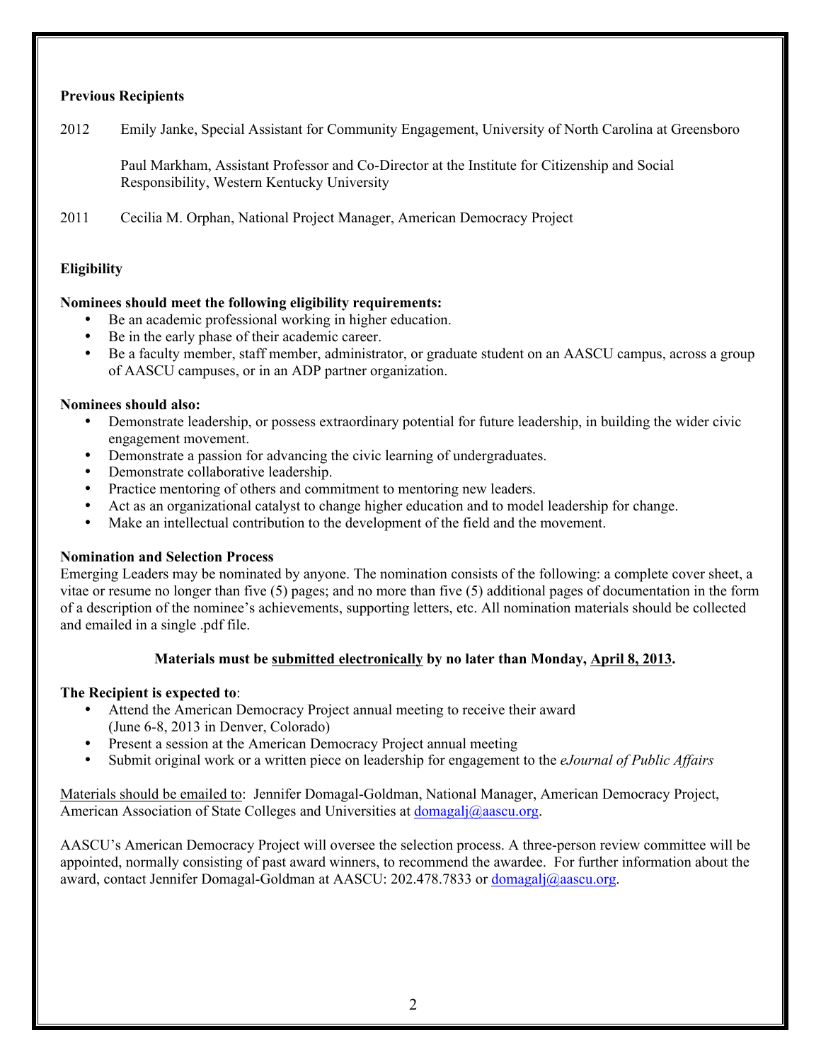**Previous Recipients**

2012 Emily Janke, Special Assistant for Community Engagement, University of North Carolina at Greensboro

Paul Markham, Assistant Professor and Co-Director at the Institute for Citizenship and Social Responsibility, Western Kentucky University

2011 Cecilia M. Orphan, National Project Manager, American Democracy Project

**Eligibility**

**Nominees should meet the following eligibility requirements:**

- Be an academic professional working in higher education.
- Be in the early phase of their academic career.
- Be a faculty member, staff member, administrator, or graduate student on an AASCU campus, across a group of AASCU campuses, or in an ADP partner organization.

**Nominees should also:**

- Demonstrate leadership, or possess extraordinary potential for future leadership, in building the wider civic engagement movement.
- Demonstrate a passion for advancing the civic learning of undergraduates.
- Demonstrate collaborative leadership.
- Practice mentoring of others and commitment to mentoring new leaders.
- Act as an organizational catalyst to change higher education and to model leadership for change.
- Make an intellectual contribution to the development of the field and the movement.

**Nomination and Selection Process**

Emerging Leaders may be nominated by anyone. The nomination consists of the following: a complete cover sheet, a vitae or resume no longer than five (5) pages; and no more than five (5) additional pages of documentation in the form of a description of the nominee's achievements, supporting letters, etc. All nomination materials should be collected and emailed in a single .pdf file.

**Materials must be submitted electronically by no later than Monday, April 8, 2013.**

**The Recipient is expected to**:

- Attend the American Democracy Project annual meeting to receive their award (June 6-8, 2013 in Denver, Colorado)
- Present a session at the American Democracy Project annual meeting
- Submit original work or a written piece on leadership for engagement to the *eJournal of Public Affairs*

Materials should be emailed to: Jennifer Domagal-Goldman, National Manager, American Democracy Project, American Association of State Colleges and Universities at domagalj@aascu.org.

AASCU's American Democracy Project will oversee the selection process. A three-person review committee will be appointed, normally consisting of past award winners, to recommend the awardee. For further information about the award, contact Jennifer Domagal-Goldman at AASCU: 202.478.7833 or domagalj@aascu.org.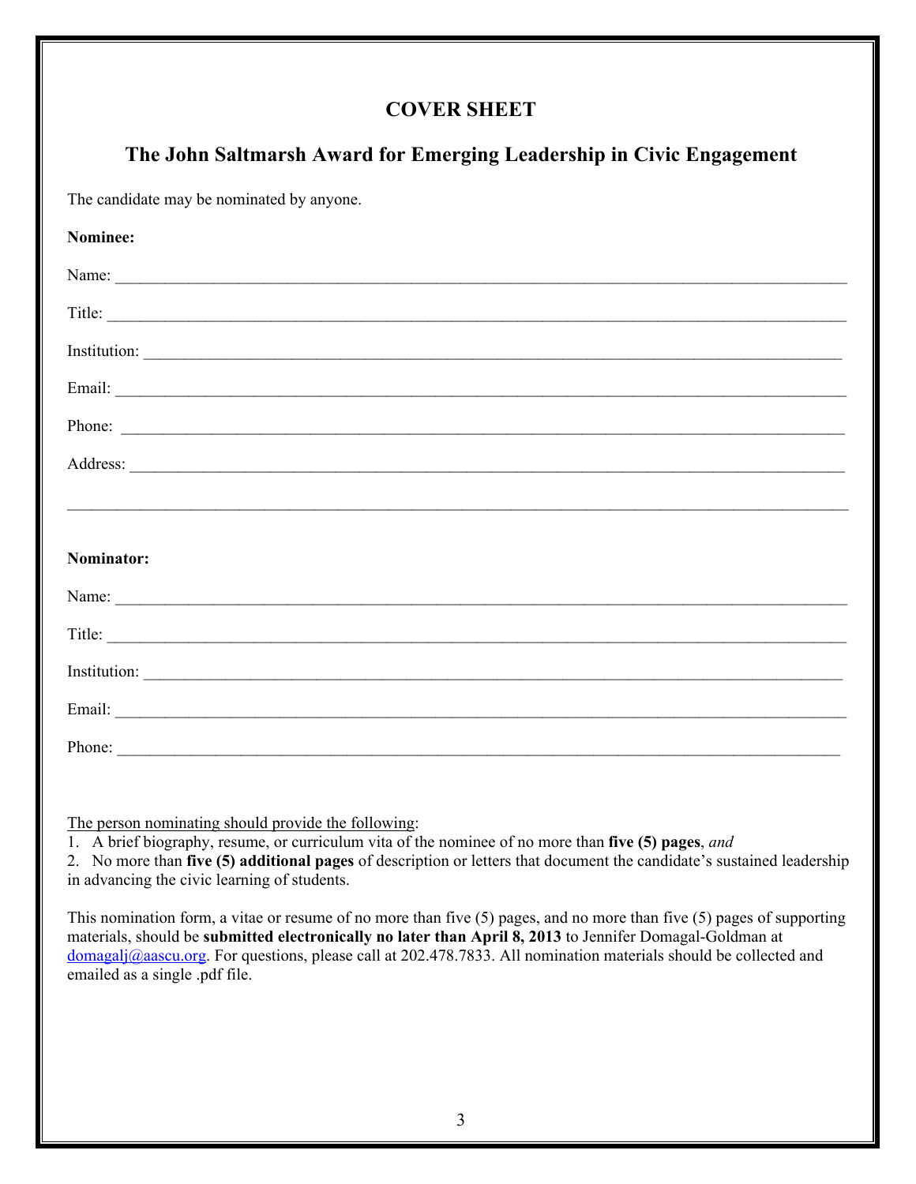# COVER SHEET

## The John Saltmarsh Award for Emerging Leadership in Civic Engagement

The candidate may be nominated by anyone.

**Nominee:**

Name: ___________________________________________________________________________

Title: ___________________________________________________________________________

Institution: _______________________________________________________________________

Email: ___________________________________________________________________________

Phone: ___________________________________________________________________________

Address: _________________________________________________________________________

_________________________________________________________________________________

**Nominator:**

Name: ___________________________________________________________________________

Title: ___________________________________________________________________________

Institution: _______________________________________________________________________

Email: ___________________________________________________________________________

Phone: ___________________________________________________________________________

The person nominating should provide the following:

1. A brief biography, resume, or curriculum vita of the nominee of no more than **five (5) pages**, *and*
2. No more than **five (5) additional pages** of description or letters that document the candidate's sustained leadership in advancing the civic learning of students.

This nomination form, a vitae or resume of no more than five (5) pages, and no more than five (5) pages of supporting materials, should be **submitted electronically no later than April 8, 2013** to Jennifer Domagal-Goldman at domagalj@aascu.org. For questions, please call at 202.478.7833. All nomination materials should be collected and emailed as a single .pdf file.